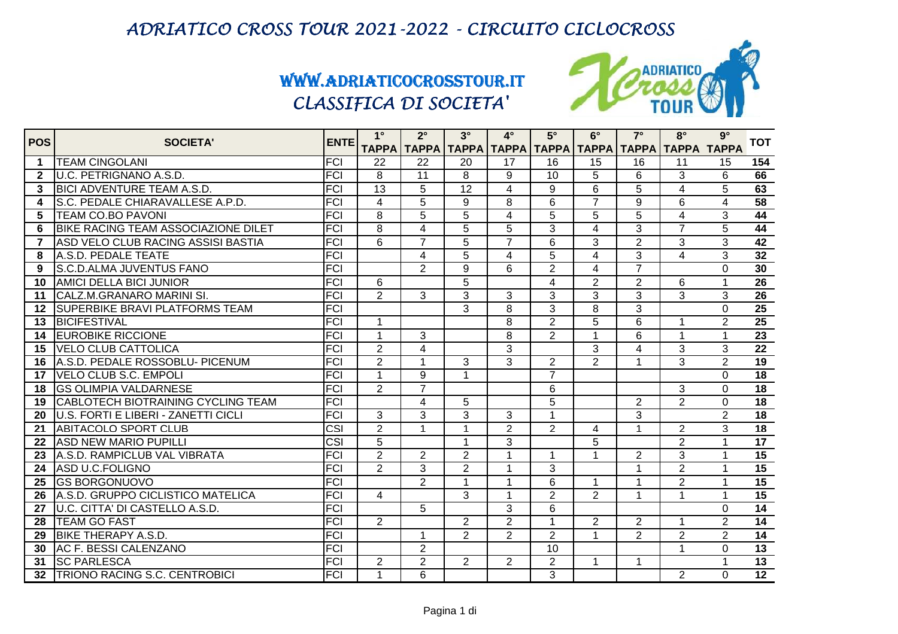# ADRIATICO CROSS TOUR 2021-2022 - CIRCUITO CICLOCROSS

## WWW.ADRIATICOCROSSTOUR.IT

## CLASSIFICA DI SOCIETA'

| POS | SOCIETA' | ENTE | 1° TAPPA | 2° TAPPA | 3° TAPPA | 4° TAPPA | 5° TAPPA | 6° TAPPA | 7° TAPPA | 8° TAPPA | 9° TAPPA | TOT |
|---|---|---|---|---|---|---|---|---|---|---|---|---|
| 1 | TEAM CINGOLANI | FCI | 22 | 22 | 20 | 17 | 16 | 15 | 16 | 11 | 15 | 154 |
| 2 | U.C. PETRIGNANO A.S.D. | FCI | 8 | 11 | 8 | 9 | 10 | 5 | 6 | 3 | 6 | 66 |
| 3 | BICI ADVENTURE TEAM A.S.D. | FCI | 13 | 5 | 12 | 4 | 9 | 6 | 5 | 4 | 5 | 63 |
| 4 | S.C. PEDALE CHIARAVALLESE A.P.D. | FCI | 4 | 5 | 9 | 8 | 6 | 7 | 9 | 6 | 4 | 58 |
| 5 | TEAM CO.BO PAVONI | FCI | 8 | 5 | 5 | 4 | 5 | 5 | 5 | 4 | 3 | 44 |
| 6 | BIKE RACING TEAM ASSOCIAZIONE DILET | FCI | 8 | 4 | 5 | 5 | 3 | 4 | 3 | 7 | 5 | 44 |
| 7 | ASD VELO CLUB RACING ASSISI BASTIA | FCI | 6 | 7 | 5 | 7 | 6 | 3 | 2 | 3 | 3 | 42 |
| 8 | A.S.D. PEDALE TEATE | FCI | | 4 | 5 | 4 | 5 | 4 | 3 | 4 | 3 | 32 |
| 9 | S.C.D.ALMA JUVENTUS FANO | FCI | | 2 | 9 | 6 | 2 | 4 | 7 | | 0 | 30 |
| 10 | AMICI DELLA BICI JUNIOR | FCI | 6 | | 5 | | 4 | 2 | 2 | 6 | 1 | 26 |
| 11 | CALZ.M.GRANARO MARINI SI. | FCI | 2 | 3 | 3 | 3 | 3 | 3 | 3 | 3 | 3 | 26 |
| 12 | SUPERBIKE BRAVI PLATFORMS TEAM | FCI | | | 3 | 8 | 3 | 8 | 3 | | 0 | 25 |
| 13 | BICIFESTIVAL | FCI | 1 | | | 8 | 2 | 5 | 6 | 1 | 2 | 25 |
| 14 | EUROBIKE RICCIONE | FCI | 1 | 3 | | 8 | 2 | 1 | 6 | 1 | 1 | 23 |
| 15 | VELO CLUB CATTOLICA | FCI | 2 | 4 | | 3 | | 3 | 4 | 3 | 3 | 22 |
| 16 | A.S.D. PEDALE ROSSOBLU- PICENUM | FCI | 2 | 1 | 3 | 3 | 2 | 2 | 1 | 3 | 2 | 19 |
| 17 | VELO CLUB S.C. EMPOLI | FCI | 1 | 9 | 1 | | 7 | | | | 0 | 18 |
| 18 | GS OLIMPIA VALDARNESE | FCI | 2 | 7 | | | 6 | | | 3 | 0 | 18 |
| 19 | CABLOTECH BIOTRAINING CYCLING TEAM | FCI | | 4 | 5 | | 5 | | 2 | 2 | 0 | 18 |
| 20 | U.S. FORTI E LIBERI - ZANETTI CICLI | FCI | 3 | 3 | 3 | 3 | 1 | | 3 | | 2 | 18 |
| 21 | ABITACOLO SPORT CLUB | CSI | 2 | 1 | 1 | 2 | 2 | 4 | 1 | 2 | 3 | 18 |
| 22 | ASD NEW MARIO PUPILLI | CSI | 5 | | 1 | 3 | | 5 | | 2 | 1 | 17 |
| 23 | A.S.D. RAMPICLUB VAL VIBRATA | FCI | 2 | 2 | 2 | 1 | 1 | 1 | 2 | 3 | 1 | 15 |
| 24 | ASD U.C.FOLIGNO | FCI | 2 | 3 | 2 | 1 | 3 | | 1 | 2 | 1 | 15 |
| 25 | GS BORGONUOVO | FCI | | 2 | 1 | 1 | 6 | 1 | 1 | 2 | 1 | 15 |
| 26 | A.S.D. GRUPPO CICLISTICO MATELICA | FCI | 4 | | 3 | 1 | 2 | 2 | 1 | 1 | 1 | 15 |
| 27 | U.C. CITTA' DI CASTELLO A.S.D. | FCI | | 5 | | 3 | 6 | | | | 0 | 14 |
| 28 | TEAM GO FAST | FCI | 2 | | 2 | 2 | 1 | 2 | 2 | 1 | 2 | 14 |
| 29 | BIKE THERAPY A.S.D. | FCI | | 1 | 2 | 2 | 2 | 1 | 2 | 2 | 2 | 14 |
| 30 | AC F. BESSI CALENZANO | FCI | | 2 | | | 10 | | | 1 | 0 | 13 |
| 31 | SC PARLESCA | FCI | 2 | 2 | 2 | 2 | 2 | 1 | 1 | | 1 | 13 |
| 32 | TRIONO RACING S.C. CENTROBICI | FCI | 1 | 6 | | | 3 | | | 2 | 0 | 12 |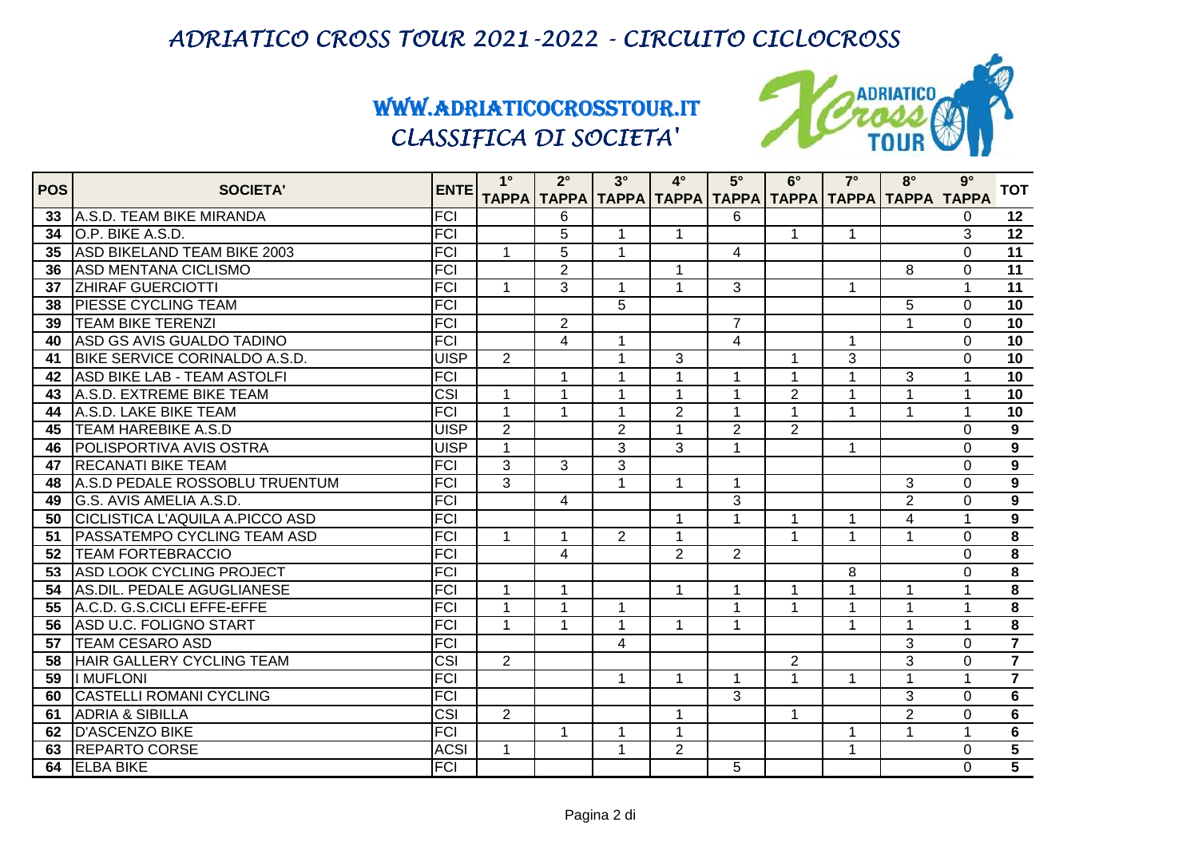# ADRIATICO CROSS TOUR 2021-2022 - CIRCUITO CICLOCROSS

## WWW.ADRIATICOCROSSTOUR.IT

## CLASSIFICA DI SOCIETA'

| POS | SOCIETA' | ENTE | 1° TAPPA | 2° TAPPA | 3° TAPPA | 4° TAPPA | 5° TAPPA | 6° TAPPA | 7° TAPPA | 8° TAPPA | 9° TAPPA | TOT |
|---|---|---|---|---|---|---|---|---|---|---|---|---|
| 33 | A.S.D. TEAM BIKE MIRANDA | FCI | | 6 | | | 6 | | | | 0 | 12 |
| 34 | O.P. BIKE A.S.D. | FCI | | 5 | 1 | 1 | | 1 | 1 | | 3 | 12 |
| 35 | ASD BIKELAND TEAM BIKE 2003 | FCI | 1 | 5 | 1 | | 4 | | | | 0 | 11 |
| 36 | ASD MENTANA CICLISMO | FCI | | 2 | | 1 | | | | 8 | 0 | 11 |
| 37 | ZHIRAF GUERCIOTTI | FCI | 1 | 3 | 1 | 1 | 3 | | 1 | | 1 | 11 |
| 38 | PIESSE CYCLING TEAM | FCI | | | 5 | | | | | 5 | 0 | 10 |
| 39 | TEAM BIKE TERENZI | FCI | | 2 | | | 7 | | | 1 | 0 | 10 |
| 40 | ASD GS AVIS GUALDO TADINO | FCI | | 4 | 1 | | 4 | | 1 | | 0 | 10 |
| 41 | BIKE SERVICE CORINALDO A.S.D. | UISP | 2 | | 1 | 3 | | 1 | 3 | | 0 | 10 |
| 42 | ASD BIKE LAB - TEAM ASTOLFI | FCI | | 1 | 1 | 1 | 1 | 1 | 1 | 3 | 1 | 10 |
| 43 | A.S.D. EXTREME BIKE TEAM | CSI | 1 | 1 | 1 | 1 | 1 | 2 | 1 | 1 | 1 | 10 |
| 44 | A.S.D. LAKE BIKE TEAM | FCI | 1 | 1 | 1 | 2 | 1 | 1 | 1 | 1 | 1 | 10 |
| 45 | TEAM HAREBIKE A.S.D | UISP | 2 | | 2 | 1 | 2 | 2 | | | 0 | 9 |
| 46 | POLISPORTIVA AVIS OSTRA | UISP | 1 | | 3 | 3 | 1 | | 1 | | 0 | 9 |
| 47 | RECANATI BIKE TEAM | FCI | 3 | 3 | 3 | | | | | | 0 | 9 |
| 48 | A.S.D PEDALE ROSSOBLU TRUENTUM | FCI | 3 | | 1 | 1 | 1 | | | 3 | 0 | 9 |
| 49 | G.S. AVIS AMELIA A.S.D. | FCI | | 4 | | | 3 | | | 2 | 0 | 9 |
| 50 | CICLISTICA L'AQUILA A.PICCO ASD | FCI | | | | 1 | 1 | 1 | 1 | 4 | 1 | 9 |
| 51 | PASSATEMPO CYCLING TEAM ASD | FCI | 1 | 1 | 2 | 1 | | 1 | 1 | 1 | 0 | 8 |
| 52 | TEAM FORTEBRACCIO | FCI | | 4 | | 2 | 2 | | | | 0 | 8 |
| 53 | ASD LOOK CYCLING PROJECT | FCI | | | | | | | 8 | | 0 | 8 |
| 54 | AS.DIL. PEDALE AGUGLIANESE | FCI | 1 | 1 | | 1 | 1 | 1 | 1 | 1 | 1 | 8 |
| 55 | A.C.D. G.S.CICLI EFFE-EFFE | FCI | 1 | 1 | 1 | | 1 | 1 | 1 | 1 | 1 | 8 |
| 56 | ASD U.C. FOLIGNO START | FCI | 1 | 1 | 1 | 1 | 1 | | 1 | 1 | 1 | 8 |
| 57 | TEAM CESARO ASD | FCI | | | 4 | | | | | 3 | 0 | 7 |
| 58 | HAIR GALLERY CYCLING TEAM | CSI | 2 | | | | | 2 | | 3 | 0 | 7 |
| 59 | I MUFLONI | FCI | | | 1 | 1 | 1 | 1 | 1 | 1 | 1 | 7 |
| 60 | CASTELLI ROMANI CYCLING | FCI | | | | | 3 | | | 3 | 0 | 6 |
| 61 | ADRIA & SIBILLA | CSI | 2 | | | 1 | | 1 | | 2 | 0 | 6 |
| 62 | D'ASCENZO BIKE | FCI | | 1 | 1 | 1 | | | 1 | 1 | 1 | 6 |
| 63 | REPARTO CORSE | ACSI | 1 | | 1 | 2 | | | 1 | | 0 | 5 |
| 64 | ELBA BIKE | FCI | | | | | 5 | | | | 0 | 5 |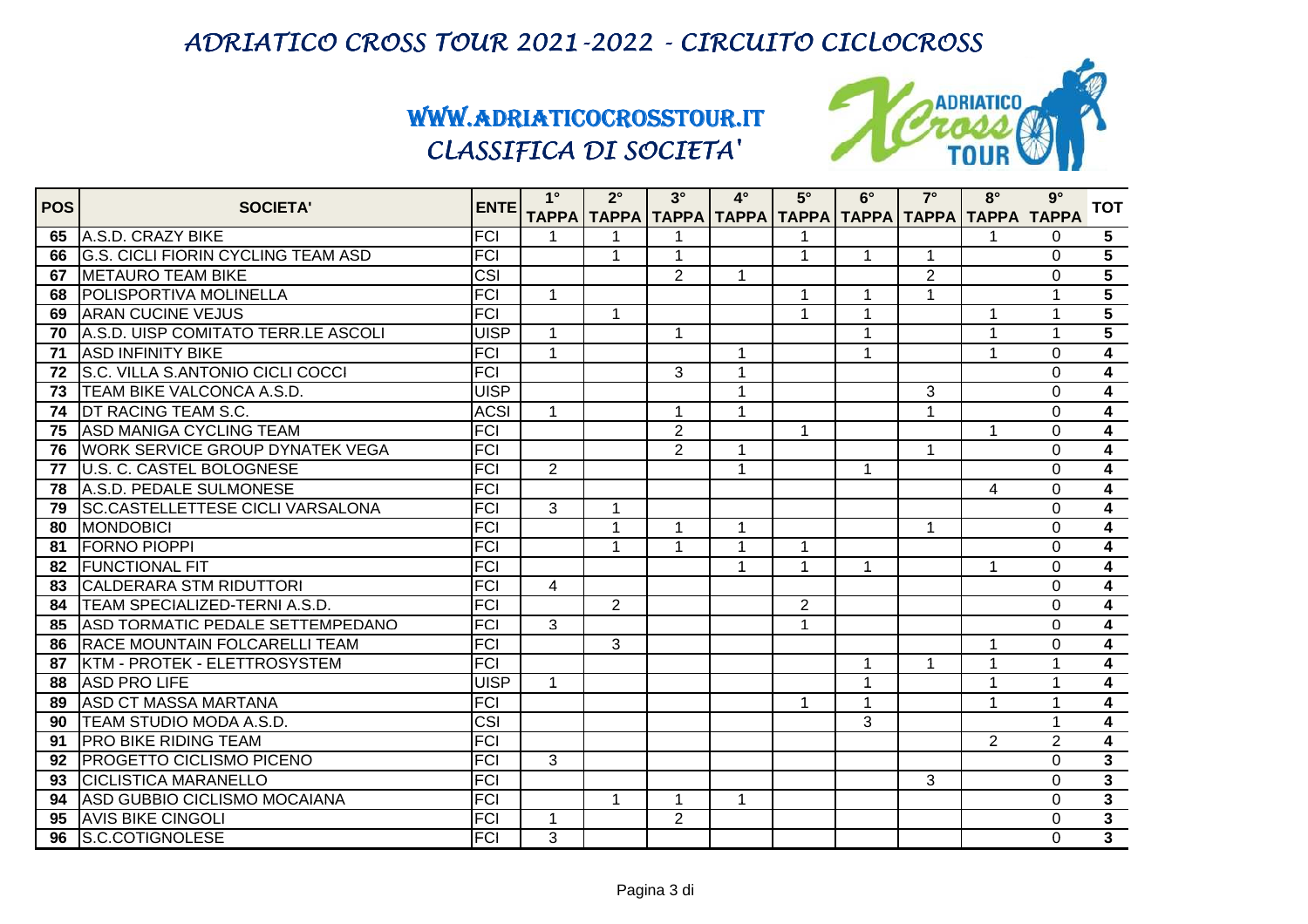# ADRIATICO CROSS TOUR 2021-2022 - CIRCUITO CICLOCROSS

## WWW.ADRIATICOCROSSTOUR.IT

## CLASSIFICA DI SOCIETA'

| POS | SOCIETA' | ENTE | 1° TAPPA | 2° TAPPA | 3° TAPPA | 4° TAPPA | 5° TAPPA | 6° TAPPA | 7° TAPPA | 8° TAPPA | 9° TAPPA | TOT |
|---|---|---|---|---|---|---|---|---|---|---|---|---|
| 65 | A.S.D. CRAZY BIKE | FCI | 1 | 1 | 1 | | 1 | | | 1 | 0 | 5 |
| 66 | G.S. CICLI FIORIN CYCLING TEAM ASD | FCI | | 1 | 1 | | 1 | 1 | 1 | | 0 | 5 |
| 67 | METAURO TEAM BIKE | CSI | | | 2 | 1 | | | 2 | | 0 | 5 |
| 68 | POLISPORTIVA MOLINELLA | FCI | 1 | | | | 1 | 1 | 1 | | 1 | 5 |
| 69 | ARAN CUCINE VEJUS | FCI | | 1 | | | 1 | 1 | | 1 | 1 | 5 |
| 70 | A.S.D. UISP COMITATO TERR.LE ASCOLI | UISP | 1 | | 1 | | | 1 | | 1 | 1 | 5 |
| 71 | ASD INFINITY BIKE | FCI | 1 | | | 1 | | 1 | | 1 | 0 | 4 |
| 72 | S.C. VILLA S.ANTONIO CICLI COCCI | FCI | | | 3 | 1 | | | | | 0 | 4 |
| 73 | TEAM BIKE VALCONCA A.S.D. | UISP | | | | 1 | | | 3 | | 0 | 4 |
| 74 | DT RACING TEAM S.C. | ACSI | 1 | | 1 | 1 | | | 1 | | 0 | 4 |
| 75 | ASD MANIGA CYCLING TEAM | FCI | | | 2 | | 1 | | | 1 | 0 | 4 |
| 76 | WORK SERVICE GROUP DYNATEK VEGA | FCI | | | 2 | 1 | | | 1 | | 0 | 4 |
| 77 | U.S. C. CASTEL BOLOGNESE | FCI | 2 | | | 1 | | 1 | | | 0 | 4 |
| 78 | A.S.D. PEDALE SULMONESE | FCI | | | | | | | | 4 | 0 | 4 |
| 79 | SC.CASTELLETTESE CICLI VARSALONA | FCI | 3 | 1 | | | | | | | 0 | 4 |
| 80 | MONDOBICI | FCI | | 1 | 1 | 1 | | | 1 | | 0 | 4 |
| 81 | FORNO PIOPPI | FCI | | 1 | 1 | 1 | 1 | | | | 0 | 4 |
| 82 | FUNCTIONAL FIT | FCI | | | | 1 | 1 | 1 | | 1 | 0 | 4 |
| 83 | CALDERARA STM RIDUTTORI | FCI | 4 | | | | | | | | 0 | 4 |
| 84 | TEAM SPECIALIZED-TERNI A.S.D. | FCI | | 2 | | | 2 | | | | 0 | 4 |
| 85 | ASD TORMATIC PEDALE SETTEMPEDANO | FCI | 3 | | | | 1 | | | | 0 | 4 |
| 86 | RACE MOUNTAIN FOLCARELLI TEAM | FCI | | 3 | | | | | | 1 | 0 | 4 |
| 87 | KTM - PROTEK - ELETTROSYSTEM | FCI | | | | | | 1 | 1 | 1 | 1 | 4 |
| 88 | ASD PRO LIFE | UISP | 1 | | | | | 1 | | 1 | 1 | 4 |
| 89 | ASD CT MASSA MARTANA | FCI | | | | | 1 | 1 | | 1 | 1 | 4 |
| 90 | TEAM STUDIO MODA A.S.D. | CSI | | | | | | 3 | | | 1 | 4 |
| 91 | PRO BIKE RIDING TEAM | FCI | | | | | | | | 2 | 2 | 4 |
| 92 | PROGETTO CICLISMO PICENO | FCI | 3 | | | | | | | | 0 | 3 |
| 93 | CICLISTICA MARANELLO | FCI | | | | | | | 3 | | 0 | 3 |
| 94 | ASD GUBBIO CICLISMO MOCAIANA | FCI | | 1 | 1 | 1 | | | | | 0 | 3 |
| 95 | AVIS BIKE CINGOLI | FCI | 1 | | 2 | | | | | | 0 | 3 |
| 96 | S.C.COTIGNOLESE | FCI | 3 | | | | | | | | 0 | 3 |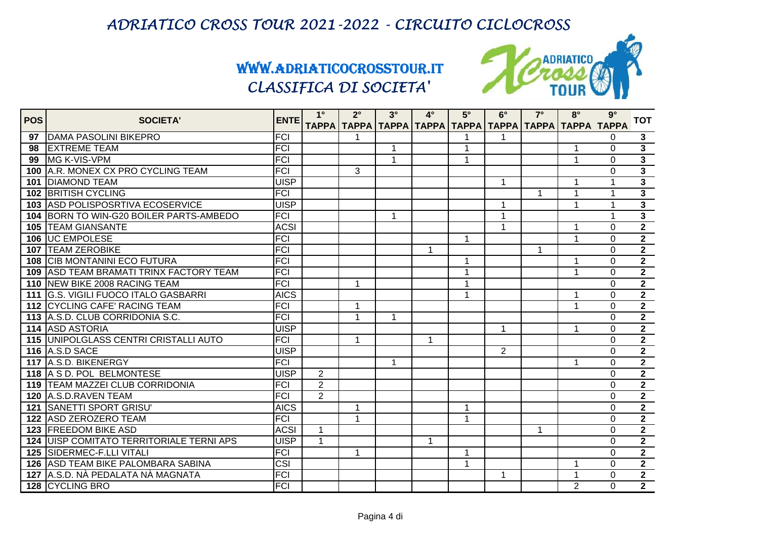# ADRIATICO CROSS TOUR 2021-2022 - CIRCUITO CICLOCROSS

## WWW.ADRIATICOCROSSTOUR.IT

## CLASSIFICA DI SOCIETA'

| POS | SOCIETA' | ENTE | 1° TAPPA | 2° TAPPA | 3° TAPPA | 4° TAPPA | 5° TAPPA | 6° TAPPA | 7° TAPPA | 8° TAPPA | 9° TAPPA | TOT |
|---|---|---|---|---|---|---|---|---|---|---|---|---|
| 97 | DAMA PASOLINI BIKEPRO | FCI | | 1 | | | 1 | 1 | | | 0 | 3 |
| 98 | EXTREME TEAM | FCI | | | 1 | | 1 | | | 1 | 0 | 3 |
| 99 | MG K-VIS-VPM | FCI | | | 1 | | 1 | | | 1 | 0 | 3 |
| 100 | A.R. MONEX CX PRO CYCLING TEAM | FCI | | 3 | | | | | | | 0 | 3 |
| 101 | DIAMOND TEAM | UISP | | | | | | 1 | | 1 | 1 | 3 |
| 102 | BRITISH CYCLING | FCI | | | | | | | 1 | 1 | 1 | 3 |
| 103 | ASD POLISPOSRTIVA ECOSERVICE | UISP | | | | | | 1 | | 1 | 1 | 3 |
| 104 | BORN TO WIN-G20 BOILER PARTS-AMBEDO | FCI | | | 1 | | | 1 | | | 1 | 3 |
| 105 | TEAM GIANSANTE | ACSI | | | | | | 1 | | 1 | 0 | 2 |
| 106 | UC EMPOLESE | FCI | | | | | 1 | | | 1 | 0 | 2 |
| 107 | TEAM ZEROBIKE | FCI | | | | 1 | | | 1 | | 0 | 2 |
| 108 | CIB MONTANINI ECO FUTURA | FCI | | | | | 1 | | | 1 | 0 | 2 |
| 109 | ASD TEAM BRAMATI TRINX FACTORY TEAM | FCI | | | | | 1 | | | 1 | 0 | 2 |
| 110 | NEW BIKE 2008 RACING TEAM | FCI | | 1 | | | 1 | | | | 0 | 2 |
| 111 | G.S. VIGILI FUOCO ITALO GASBARRI | AICS | | | | | 1 | | | 1 | 0 | 2 |
| 112 | CYCLING CAFE' RACING TEAM | FCI | | 1 | | | | | | 1 | 0 | 2 |
| 113 | A.S.D. CLUB CORRIDONIA S.C. | FCI | | 1 | 1 | | | | | | 0 | 2 |
| 114 | ASD ASTORIA | UISP | | | | | | 1 | | 1 | 0 | 2 |
| 115 | UNIPOLGLASS CENTRI CRISTALLI AUTO | FCI | | 1 | | 1 | | | | | 0 | 2 |
| 116 | A.S.D SACE | UISP | | | | | | 2 | | | 0 | 2 |
| 117 | A.S.D. BIKENERGY | FCI | | | 1 | | | | | 1 | 0 | 2 |
| 118 | A S D. POL BELMONTESE | UISP | 2 | | | | | | | | 0 | 2 |
| 119 | TEAM MAZZEI CLUB CORRIDONIA | FCI | 2 | | | | | | | | 0 | 2 |
| 120 | A.S.D.RAVEN TEAM | FCI | 2 | | | | | | | | 0 | 2 |
| 121 | SANETTI SPORT GRISU' | AICS | | 1 | | | 1 | | | | 0 | 2 |
| 122 | ASD ZEROZERO TEAM | FCI | | 1 | | | 1 | | | | 0 | 2 |
| 123 | FREEDOM BIKE ASD | ACSI | 1 | | | | | | 1 | | 0 | 2 |
| 124 | UISP COMITATO TERRITORIALE TERNI APS | UISP | 1 | | | 1 | | | | | 0 | 2 |
| 125 | SIDERMEC-F.LLI VITALI | FCI | | 1 | | | 1 | | | | 0 | 2 |
| 126 | ASD TEAM BIKE PALOMBARA SABINA | CSI | | | | | 1 | | | 1 | 0 | 2 |
| 127 | A.S.D. NÀ PEDALATA NÀ MAGNATA | FCI | | | | | | 1 | | 1 | 0 | 2 |
| 128 | CYCLING BRO | FCI | | | | | | | | 2 | 0 | 2 |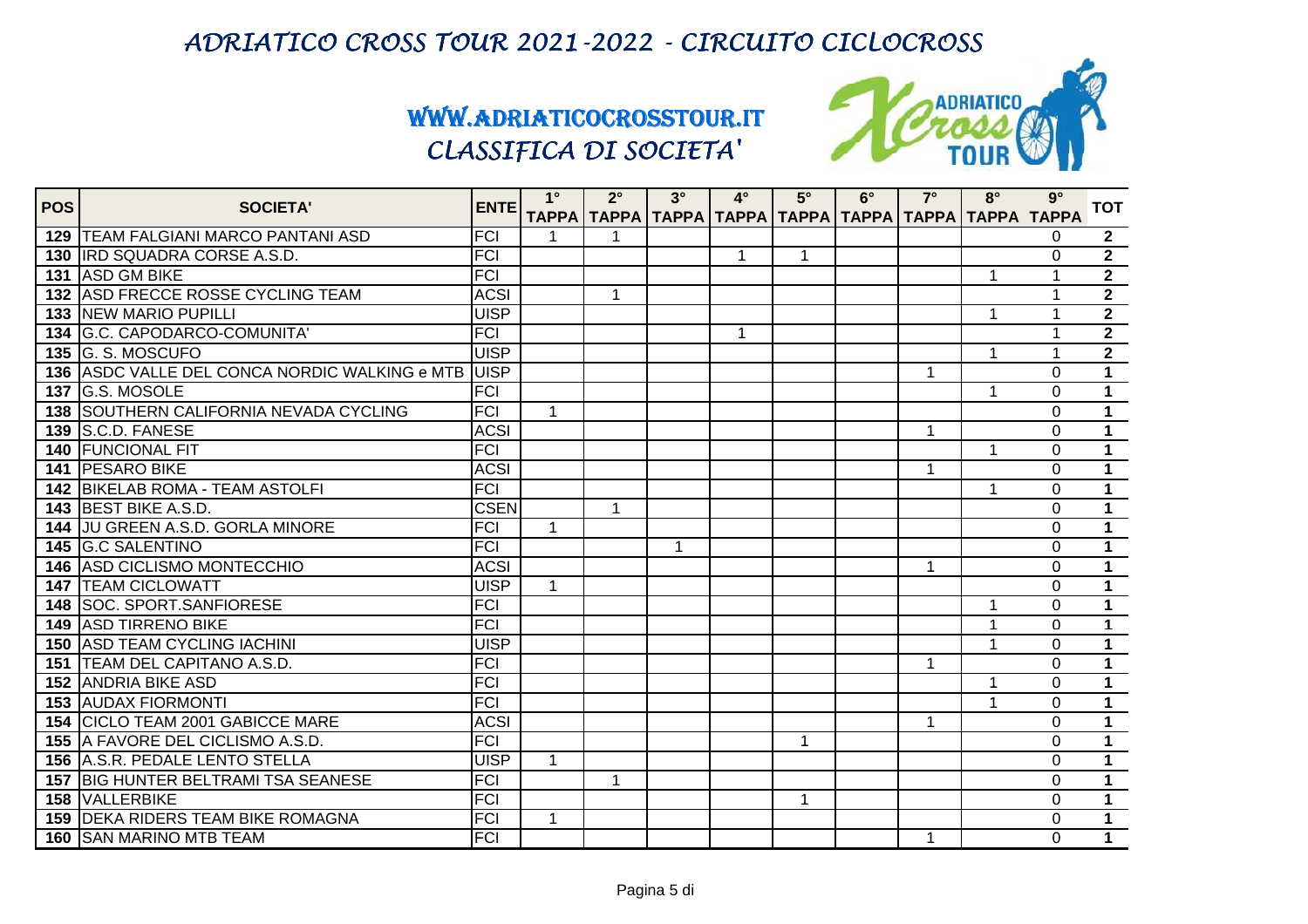# ADRIATICO CROSS TOUR 2021-2022 - CIRCUITO CICLOCROSS

## WWW.ADRIATICOCROSSTOUR.IT

## CLASSIFICA DI SOCIETA'

| POS | SOCIETA' | ENTE | 1° TAPPA | 2° TAPPA | 3° TAPPA | 4° TAPPA | 5° TAPPA | 6° TAPPA | 7° TAPPA | 8° TAPPA | 9° TAPPA | TOT |
|---|---|---|---|---|---|---|---|---|---|---|---|---|
| 129 | TEAM FALGIANI MARCO PANTANI ASD | FCI | 1 | 1 | | | | | | | 0 | 2 |
| 130 | IRD SQUADRA CORSE A.S.D. | FCI | | | | 1 | 1 | | | | 0 | 2 |
| 131 | ASD GM BIKE | FCI | | | | | | | | 1 | 1 | 2 |
| 132 | ASD FRECCE ROSSE CYCLING TEAM | ACSI | | 1 | | | | | | | 1 | 2 |
| 133 | NEW MARIO PUPILLI | UISP | | | | | | | | 1 | 1 | 2 |
| 134 | G.C. CAPODARCO-COMUNITA' | FCI | | | | 1 | | | | | 1 | 2 |
| 135 | G. S. MOSCUFO | UISP | | | | | | | | 1 | 1 | 2 |
| 136 | ASDC VALLE DEL CONCA NORDIC WALKING e MTB | UISP | | | | | | | 1 | | 0 | 1 |
| 137 | G.S. MOSOLE | FCI | | | | | | | | 1 | 0 | 1 |
| 138 | SOUTHERN CALIFORNIA NEVADA CYCLING | FCI | 1 | | | | | | | | 0 | 1 |
| 139 | S.C.D. FANESE | ACSI | | | | | | | 1 | | 0 | 1 |
| 140 | FUNCIONAL FIT | FCI | | | | | | | | 1 | 0 | 1 |
| 141 | PESARO BIKE | ACSI | | | | | | | 1 | | 0 | 1 |
| 142 | BIKELAB ROMA - TEAM ASTOLFI | FCI | | | | | | | | 1 | 0 | 1 |
| 143 | BEST BIKE A.S.D. | CSEN | | 1 | | | | | | | 0 | 1 |
| 144 | JU GREEN A.S.D. GORLA MINORE | FCI | 1 | | | | | | | | 0 | 1 |
| 145 | G.C SALENTINO | FCI | | | 1 | | | | | | 0 | 1 |
| 146 | ASD CICLISMO MONTECCHIO | ACSI | | | | | | | 1 | | 0 | 1 |
| 147 | TEAM CICLOWATT | UISP | 1 | | | | | | | | 0 | 1 |
| 148 | SOC. SPORT.SANFIORESE | FCI | | | | | | | | 1 | 0 | 1 |
| 149 | ASD TIRRENO BIKE | FCI | | | | | | | | 1 | 0 | 1 |
| 150 | ASD TEAM CYCLING IACHINI | UISP | | | | | | | | 1 | 0 | 1 |
| 151 | TEAM DEL CAPITANO A.S.D. | FCI | | | | | | | 1 | | 0 | 1 |
| 152 | ANDRIA BIKE ASD | FCI | | | | | | | | 1 | 0 | 1 |
| 153 | AUDAX FIORMONTI | FCI | | | | | | | | 1 | 0 | 1 |
| 154 | CICLO TEAM 2001 GABICCE MARE | ACSI | | | | | | | 1 | | 0 | 1 |
| 155 | A FAVORE DEL CICLISMO A.S.D. | FCI | | | | | 1 | | | | 0 | 1 |
| 156 | A.S.R. PEDALE LENTO STELLA | UISP | 1 | | | | | | | | 0 | 1 |
| 157 | BIG HUNTER BELTRAMI TSA SEANESE | FCI | | 1 | | | | | | | 0 | 1 |
| 158 | VALLERBIKE | FCI | | | | | 1 | | | | 0 | 1 |
| 159 | DEKA RIDERS TEAM BIKE ROMAGNA | FCI | 1 | | | | | | | | 0 | 1 |
| 160 | SAN MARINO MTB TEAM | FCI | | | | | | | 1 | | 0 | 1 |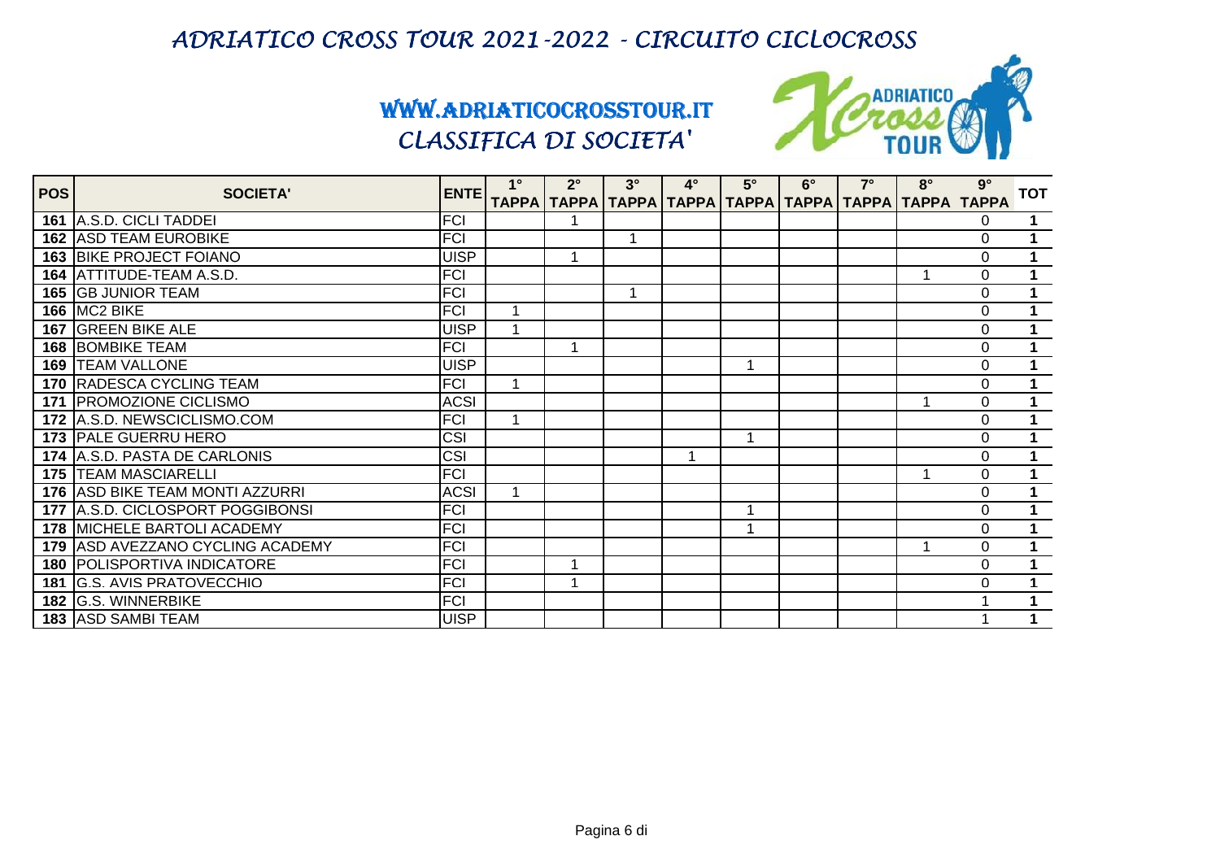# ADRIATICO CROSS TOUR 2021-2022 - CIRCUITO CICLOCROSS

## WWW.ADRIATICOCROSSTOUR.IT

## CLASSIFICA DI SOCIETA'

| POS | SOCIETA' | ENTE | 1° TAPPA | 2° TAPPA | 3° TAPPA | 4° TAPPA | 5° TAPPA | 6° TAPPA | 7° TAPPA | 8° TAPPA | 9° TAPPA | TOT |
|---|---|---|---|---|---|---|---|---|---|---|---|---|
| 161 | A.S.D. CICLI TADDEI | FCI | | 1 | | | | | | | 0 | 1 |
| 162 | ASD TEAM EUROBIKE | FCI | | | 1 | | | | | | 0 | 1 |
| 163 | BIKE PROJECT FOIANO | UISP | | 1 | | | | | | | 0 | 1 |
| 164 | ATTITUDE-TEAM A.S.D. | FCI | | | | | | | | 1 | 0 | 1 |
| 165 | GB JUNIOR TEAM | FCI | | | 1 | | | | | | 0 | 1 |
| 166 | MC2 BIKE | FCI | 1 | | | | | | | | 0 | 1 |
| 167 | GREEN BIKE ALE | UISP | 1 | | | | | | | | 0 | 1 |
| 168 | BOMBIKE TEAM | FCI | | 1 | | | | | | | 0 | 1 |
| 169 | TEAM VALLONE | UISP | | | | | 1 | | | | 0 | 1 |
| 170 | RADESCA CYCLING TEAM | FCI | 1 | | | | | | | | 0 | 1 |
| 171 | PROMOZIONE CICLISMO | ACSI | | | | | | | | 1 | 0 | 1 |
| 172 | A.S.D. NEWSCICLISMO.COM | FCI | 1 | | | | | | | | 0 | 1 |
| 173 | PALE GUERRU HERO | CSI | | | | | 1 | | | | 0 | 1 |
| 174 | A.S.D. PASTA DE CARLONIS | CSI | | | | 1 | | | | | 0 | 1 |
| 175 | TEAM MASCIARELLI | FCI | | | | | | | | 1 | 0 | 1 |
| 176 | ASD BIKE TEAM MONTI AZZURRI | ACSI | 1 | | | | | | | | 0 | 1 |
| 177 | A.S.D. CICLOSPORT POGGIBONSI | FCI | | | | | 1 | | | | 0 | 1 |
| 178 | MICHELE BARTOLI ACADEMY | FCI | | | | | 1 | | | | 0 | 1 |
| 179 | ASD AVEZZANO CYCLING ACADEMY | FCI | | | | | | | | 1 | 0 | 1 |
| 180 | POLISPORTIVA INDICATORE | FCI | | 1 | | | | | | | 0 | 1 |
| 181 | G.S. AVIS PRATOVECCHIO | FCI | | 1 | | | | | | | 0 | 1 |
| 182 | G.S. WINNERBIKE | FCI | | | | | | | | | 1 | 1 |
| 183 | ASD SAMBI TEAM | UISP | | | | | | | | | 1 | 1 |